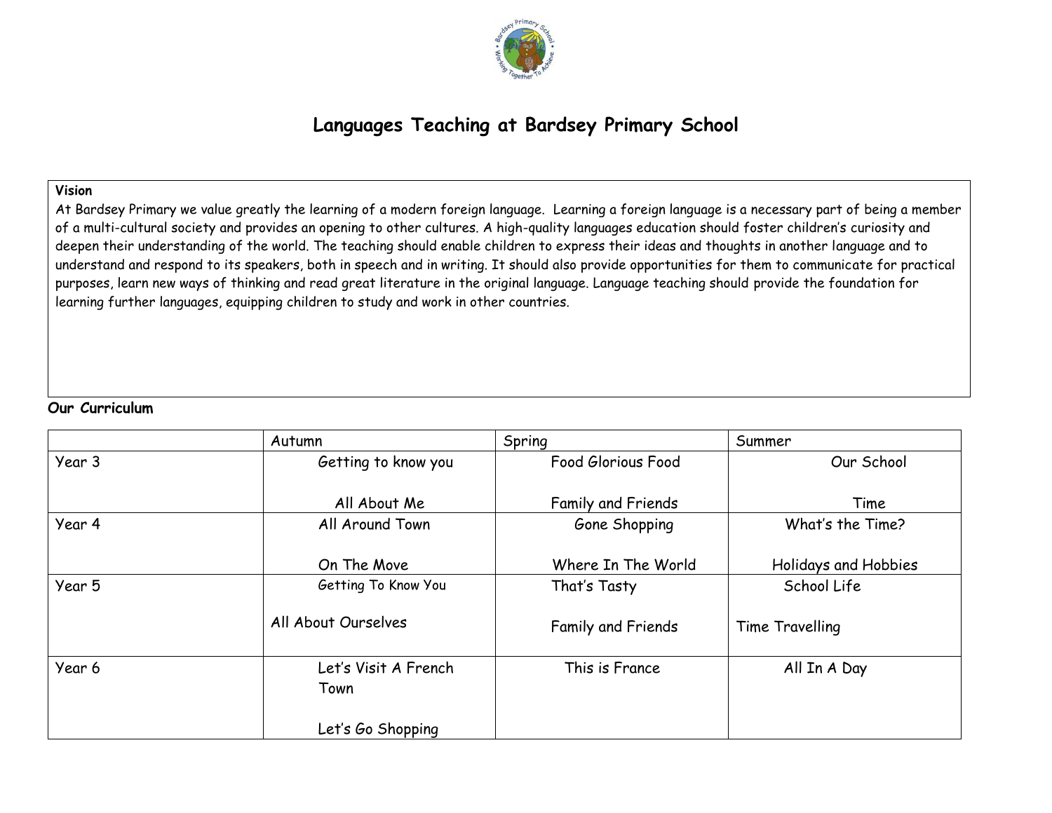# Languages Teaching at Bardsey Primary School

**Vision**

At Bardsey Primary we value greatly the learning of a modern foreign language. Learning a foreign language is a necessary part of being a member of a multi-cultural society and provides an opening to other cultures. A high-quality languages education should foster children's curiosity and deepen their understanding of the world. The teaching should enable children to express their ideas and thoughts in another language and to understand and respond to its speakers, both in speech and in writing. It should also provide opportunities for them to communicate for practical purposes, learn new ways of thinking and read great literature in the original language. Language teaching should provide the foundation for learning further languages, equipping children to study and work in other countries.

## Our Curriculum

| | Autumn | Spring | Summer |
|---|---|---|---|
| Year 3 | Getting to know you<br><br>All About Me | Food Glorious Food<br><br>Family and Friends | Our School<br><br>Time |
| Year 4 | All Around Town<br><br>On The Move | Gone Shopping<br><br>Where In The World | What's the Time?<br><br>Holidays and Hobbies |
| Year 5 | Getting To Know You<br><br>All About Ourselves | That's Tasty<br><br>Family and Friends | School Life<br><br>Time Travelling |
| Year 6 | Let's Visit A French Town<br><br>Let's Go Shopping | This is France | All In A Day |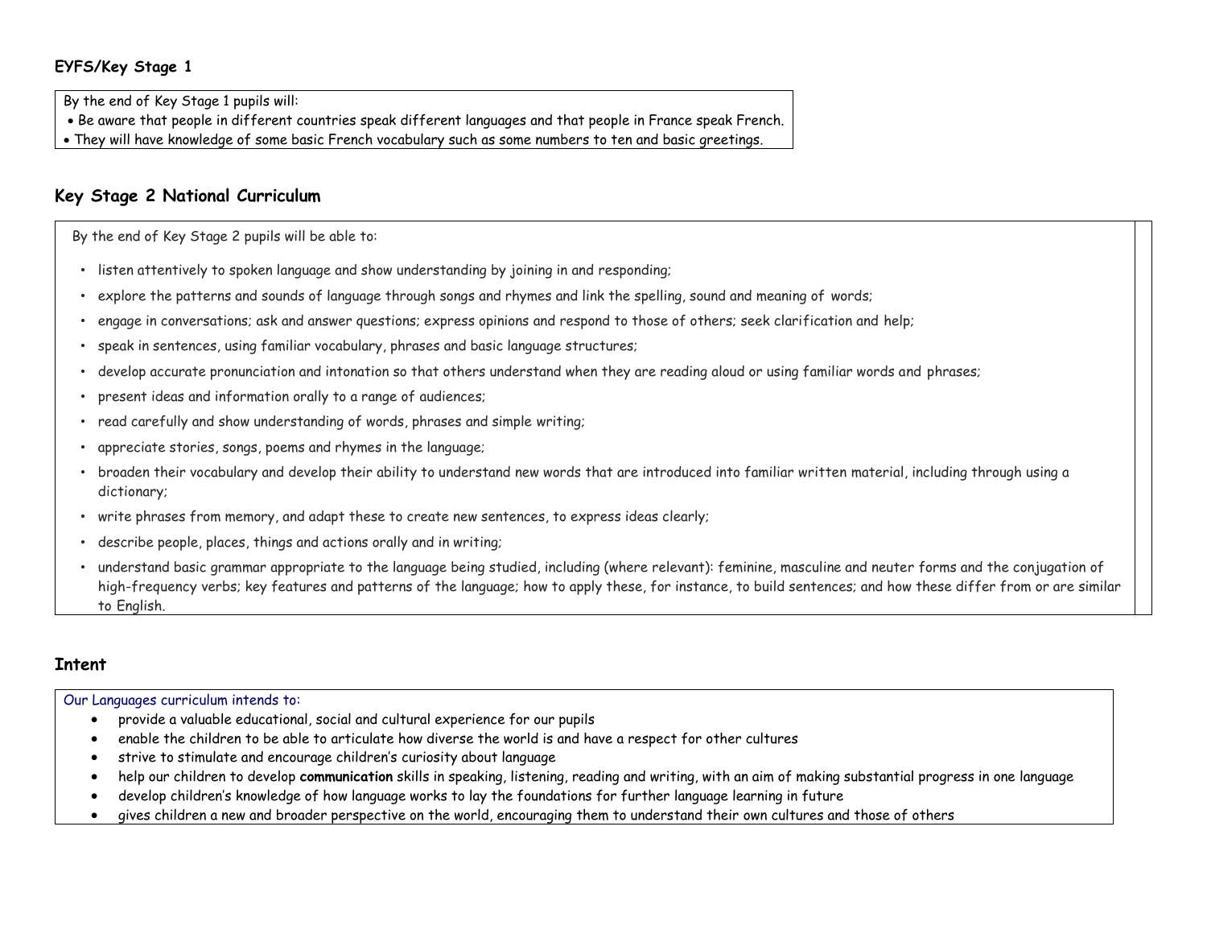## EYFS/Key Stage 1

By the end of Key Stage 1 pupils will:

- Be aware that people in different countries speak different languages and that people in France speak French.
- They will have knowledge of some basic French vocabulary such as some numbers to ten and basic greetings.

## Key Stage 2 National Curriculum

By the end of Key Stage 2 pupils will be able to:

- listen attentively to spoken language and show understanding by joining in and responding;
- explore the patterns and sounds of language through songs and rhymes and link the spelling, sound and meaning of words;
- engage in conversations; ask and answer questions; express opinions and respond to those of others; seek clarification and help;
- speak in sentences, using familiar vocabulary, phrases and basic language structures;
- develop accurate pronunciation and intonation so that others understand when they are reading aloud or using familiar words and phrases;
- present ideas and information orally to a range of audiences;
- read carefully and show understanding of words, phrases and simple writing;
- appreciate stories, songs, poems and rhymes in the language;
- broaden their vocabulary and develop their ability to understand new words that are introduced into familiar written material, including through using a dictionary;
- write phrases from memory, and adapt these to create new sentences, to express ideas clearly;
- describe people, places, things and actions orally and in writing;
- understand basic grammar appropriate to the language being studied, including (where relevant): feminine, masculine and neuter forms and the conjugation of high-frequency verbs; key features and patterns of the language; how to apply these, for instance, to build sentences; and how these differ from or are similar to English.

## Intent

Our Languages curriculum intends to:

- provide a valuable educational, social and cultural experience for our pupils
- enable the children to be able to articulate how diverse the world is and have a respect for other cultures
- strive to stimulate and encourage children's curiosity about language
- help our children to develop **communication** skills in speaking, listening, reading and writing, with an aim of making substantial progress in one language
- develop children's knowledge of how language works to lay the foundations for further language learning in future
- gives children a new and broader perspective on the world, encouraging them to understand their own cultures and those of others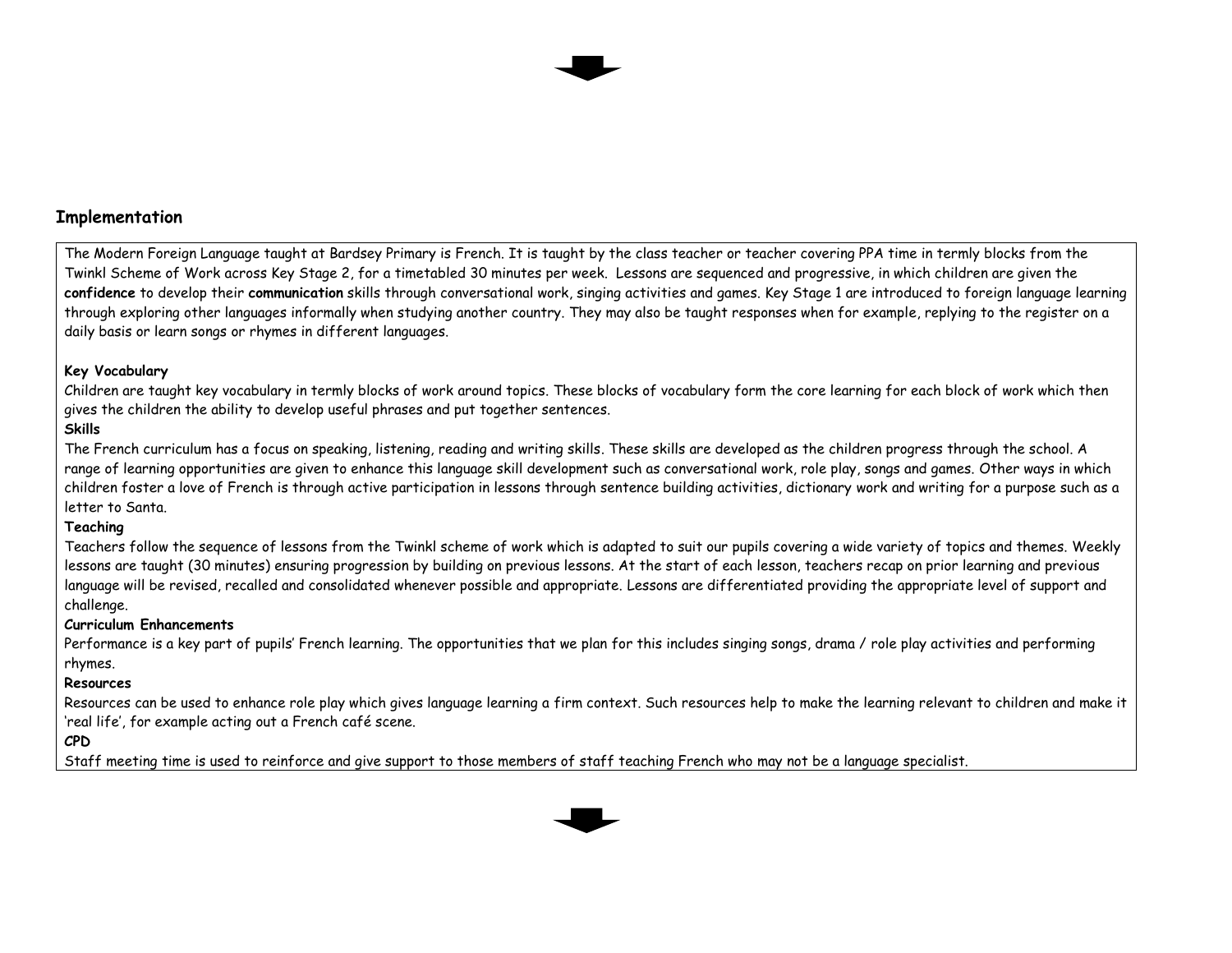## Implementation

The Modern Foreign Language taught at Bardsey Primary is French. It is taught by the class teacher or teacher covering PPA time in termly blocks from the Twinkl Scheme of Work across Key Stage 2, for a timetabled 30 minutes per week. Lessons are sequenced and progressive, in which children are given the **confidence** to develop their **communication** skills through conversational work, singing activities and games. Key Stage 1 are introduced to foreign language learning through exploring other languages informally when studying another country. They may also be taught responses when for example, replying to the register on a daily basis or learn songs or rhymes in different languages.

**Key Vocabulary**
Children are taught key vocabulary in termly blocks of work around topics. These blocks of vocabulary form the core learning for each block of work which then gives the children the ability to develop useful phrases and put together sentences.

**Skills**
The French curriculum has a focus on speaking, listening, reading and writing skills. These skills are developed as the children progress through the school. A range of learning opportunities are given to enhance this language skill development such as conversational work, role play, songs and games. Other ways in which children foster a love of French is through active participation in lessons through sentence building activities, dictionary work and writing for a purpose such as a letter to Santa.

**Teaching**
Teachers follow the sequence of lessons from the Twinkl scheme of work which is adapted to suit our pupils covering a wide variety of topics and themes. Weekly lessons are taught (30 minutes) ensuring progression by building on previous lessons. At the start of each lesson, teachers recap on prior learning and previous language will be revised, recalled and consolidated whenever possible and appropriate. Lessons are differentiated providing the appropriate level of support and challenge.

**Curriculum Enhancements**
Performance is a key part of pupils' French learning. The opportunities that we plan for this includes singing songs, drama / role play activities and performing rhymes.

**Resources**
Resources can be used to enhance role play which gives language learning a firm context. Such resources help to make the learning relevant to children and make it 'real life', for example acting out a French café scene.

**CPD**
Staff meeting time is used to reinforce and give support to those members of staff teaching French who may not be a language specialist.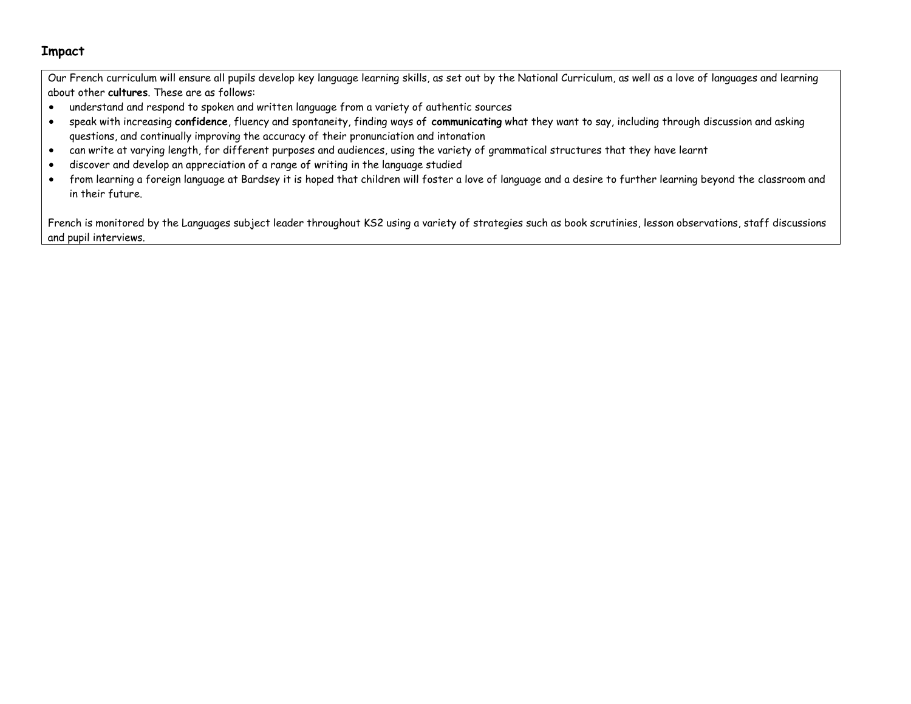## Impact

Our French curriculum will ensure all pupils develop key language learning skills, as set out by the National Curriculum, as well as a love of languages and learning about other **cultures**. These are as follows:

- understand and respond to spoken and written language from a variety of authentic sources
- speak with increasing **confidence**, fluency and spontaneity, finding ways of **communicating** what they want to say, including through discussion and asking questions, and continually improving the accuracy of their pronunciation and intonation
- can write at varying length, for different purposes and audiences, using the variety of grammatical structures that they have learnt
- discover and develop an appreciation of a range of writing in the language studied
- from learning a foreign language at Bardsey it is hoped that children will foster a love of language and a desire to further learning beyond the classroom and in their future.

French is monitored by the Languages subject leader throughout KS2 using a variety of strategies such as book scrutinies, lesson observations, staff discussions and pupil interviews.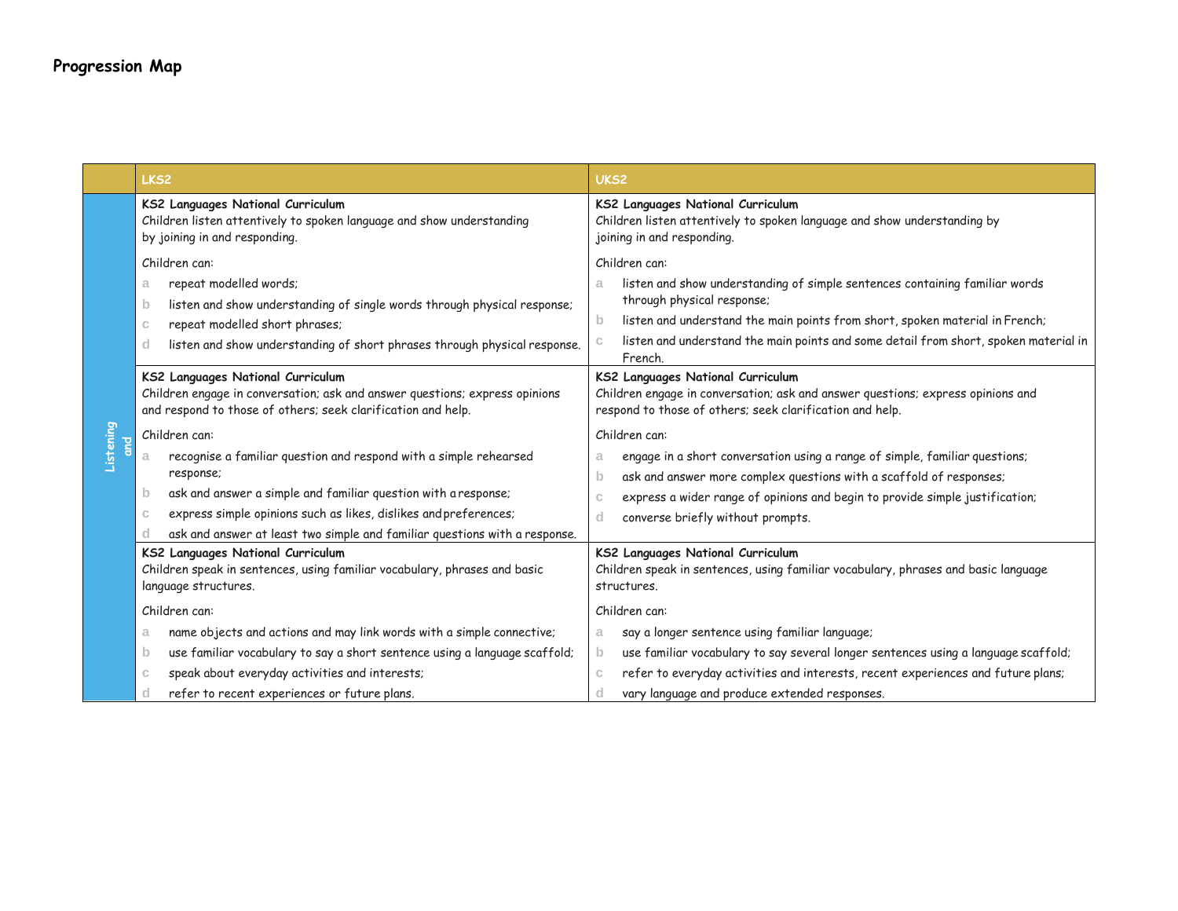# Progression Map

| | LKS2 | UKS2 |
|---|---|---|
| Listening and | **KS2 Languages National Curriculum**<br>Children listen attentively to spoken language and show understanding by joining in and responding.<br><br>Children can:<br>a repeat modelled words;<br>b listen and show understanding of single words through physical response;<br>c repeat modelled short phrases;<br>d listen and show understanding of short phrases through physical response. | **KS2 Languages National Curriculum**<br>Children listen attentively to spoken language and show understanding by joining in and responding.<br><br>Children can:<br>a listen and show understanding of simple sentences containing familiar words through physical response;<br>b listen and understand the main points from short, spoken material in French;<br>c listen and understand the main points and some detail from short, spoken material in French. |
| | **KS2 Languages National Curriculum**<br>Children engage in conversation; ask and answer questions; express opinions and respond to those of others; seek clarification and help.<br><br>Children can:<br>a recognise a familiar question and respond with a simple rehearsed response;<br>b ask and answer a simple and familiar question with a response;<br>c express simple opinions such as likes, dislikes and preferences;<br>d ask and answer at least two simple and familiar questions with a response. | **KS2 Languages National Curriculum**<br>Children engage in conversation; ask and answer questions; express opinions and respond to those of others; seek clarification and help.<br><br>Children can:<br>a engage in a short conversation using a range of simple, familiar questions;<br>b ask and answer more complex questions with a scaffold of responses;<br>c express a wider range of opinions and begin to provide simple justification;<br>d converse briefly without prompts. |
| | **KS2 Languages National Curriculum**<br>Children speak in sentences, using familiar vocabulary, phrases and basic language structures.<br><br>Children can:<br>a name objects and actions and may link words with a simple connective;<br>b use familiar vocabulary to say a short sentence using a language scaffold;<br>c speak about everyday activities and interests;<br>d refer to recent experiences or future plans. | **KS2 Languages National Curriculum**<br>Children speak in sentences, using familiar vocabulary, phrases and basic language structures.<br><br>Children can:<br>a say a longer sentence using familiar language;<br>b use familiar vocabulary to say several longer sentences using a language scaffold;<br>c refer to everyday activities and interests, recent experiences and future plans;<br>d vary language and produce extended responses. |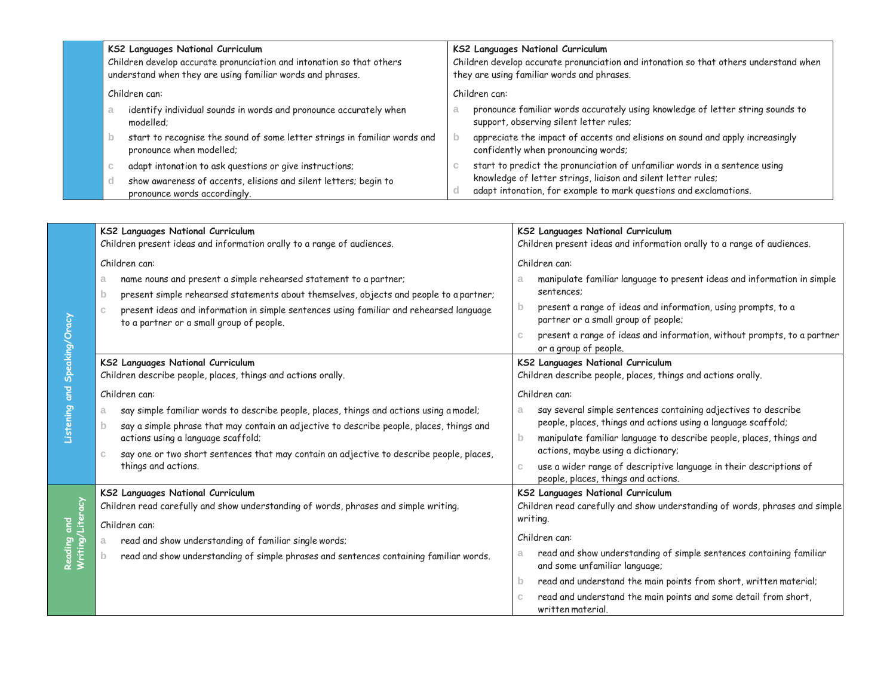| | KS2 Languages National Curriculum | KS2 Languages National Curriculum |
|---|---|---|
| | **KS2 Languages National Curriculum**<br>Children develop accurate pronunciation and intonation so that others understand when they are using familiar words and phrases.<br><br>Children can:<br>a identify individual sounds in words and pronounce accurately when modelled;<br>b start to recognise the sound of some letter strings in familiar words and pronounce when modelled;<br>c adapt intonation to ask questions or give instructions;<br>d show awareness of accents, elisions and silent letters; begin to pronounce words accordingly. | **KS2 Languages National Curriculum**<br>Children develop accurate pronunciation and intonation so that others understand when they are using familiar words and phrases.<br><br>Children can:<br>a pronounce familiar words accurately using knowledge of letter string sounds to support, observing silent letter rules;<br>b appreciate the impact of accents and elisions on sound and apply increasingly confidently when pronouncing words;<br>c start to predict the pronunciation of unfamiliar words in a sentence using knowledge of letter strings, liaison and silent letter rules;<br>d adapt intonation, for example to mark questions and exclamations. |

| | | |
|---|---|---|
| Listening and Speaking/Oracy | **KS2 Languages National Curriculum**<br>Children present ideas and information orally to a range of audiences.<br><br>Children can:<br>a name nouns and present a simple rehearsed statement to a partner;<br>b present simple rehearsed statements about themselves, objects and people to a partner;<br>c present ideas and information in simple sentences using familiar and rehearsed language to a partner or a small group of people. | **KS2 Languages National Curriculum**<br>Children present ideas and information orally to a range of audiences.<br><br>Children can:<br>a manipulate familiar language to present ideas and information in simple sentences;<br>b present a range of ideas and information, using prompts, to a partner or a small group of people;<br>c present a range of ideas and information, without prompts, to a partner or a group of people. |
| Listening and Speaking/Oracy | **KS2 Languages National Curriculum**<br>Children describe people, places, things and actions orally.<br><br>Children can:<br>a say simple familiar words to describe people, places, things and actions using a model;<br>b say a simple phrase that may contain an adjective to describe people, places, things and actions using a language scaffold;<br>c say one or two short sentences that may contain an adjective to describe people, places, things and actions. | **KS2 Languages National Curriculum**<br>Children describe people, places, things and actions orally.<br><br>Children can:<br>a say several simple sentences containing adjectives to describe people, places, things and actions using a language scaffold;<br>b manipulate familiar language to describe people, places, things and actions, maybe using a dictionary;<br>c use a wider range of descriptive language in their descriptions of people, places, things and actions. |
| Reading and Writing/Literacy | **KS2 Languages National Curriculum**<br>Children read carefully and show understanding of words, phrases and simple writing.<br><br>Children can:<br>a read and show understanding of familiar single words;<br>b read and show understanding of simple phrases and sentences containing familiar words. | **KS2 Languages National Curriculum**<br>Children read carefully and show understanding of words, phrases and simple writing.<br><br>Children can:<br>a read and show understanding of simple sentences containing familiar and some unfamiliar language;<br>b read and understand the main points from short, written material;<br>c read and understand the main points and some detail from short, written material. |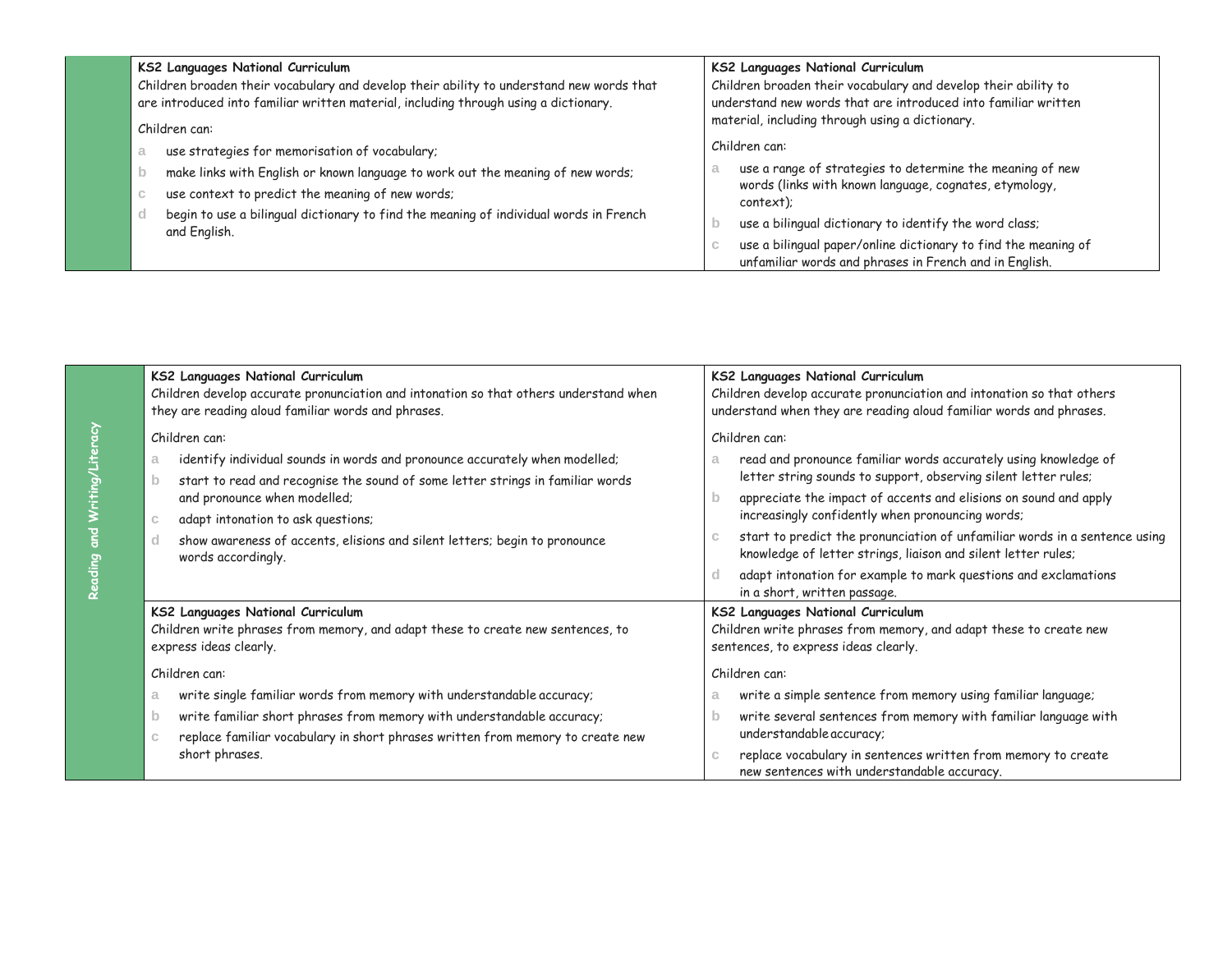| | | |
|---|---|---|
| | **KS2 Languages National Curriculum**<br>Children broaden their vocabulary and develop their ability to understand new words that are introduced into familiar written material, including through using a dictionary.<br><br>Children can:<br>a use strategies for memorisation of vocabulary;<br>b make links with English or known language to work out the meaning of new words;<br>c use context to predict the meaning of new words;<br>d begin to use a bilingual dictionary to find the meaning of individual words in French and English. | **KS2 Languages National Curriculum**<br>Children broaden their vocabulary and develop their ability to understand new words that are introduced into familiar written material, including through using a dictionary.<br><br>Children can:<br>a use a range of strategies to determine the meaning of new words (links with known language, cognates, etymology, context);<br>b use a bilingual dictionary to identify the word class;<br>c use a bilingual paper/online dictionary to find the meaning of unfamiliar words and phrases in French and in English. |

| | | |
|---|---|---|
| **Reading and Writing/Literacy** | **KS2 Languages National Curriculum**<br>Children develop accurate pronunciation and intonation so that others understand when they are reading aloud familiar words and phrases.<br><br>Children can:<br>a identify individual sounds in words and pronounce accurately when modelled;<br>b start to read and recognise the sound of some letter strings in familiar words and pronounce when modelled;<br>c adapt intonation to ask questions;<br>d show awareness of accents, elisions and silent letters; begin to pronounce words accordingly. | **KS2 Languages National Curriculum**<br>Children develop accurate pronunciation and intonation so that others understand when they are reading aloud familiar words and phrases.<br><br>Children can:<br>a read and pronounce familiar words accurately using knowledge of letter string sounds to support, observing silent letter rules;<br>b appreciate the impact of accents and elisions on sound and apply increasingly confidently when pronouncing words;<br>c start to predict the pronunciation of unfamiliar words in a sentence using knowledge of letter strings, liaison and silent letter rules;<br>d adapt intonation for example to mark questions and exclamations in a short, written passage. |
| | **KS2 Languages National Curriculum**<br>Children write phrases from memory, and adapt these to create new sentences, to express ideas clearly.<br><br>Children can:<br>a write single familiar words from memory with understandable accuracy;<br>b write familiar short phrases from memory with understandable accuracy;<br>c replace familiar vocabulary in short phrases written from memory to create new short phrases. | **KS2 Languages National Curriculum**<br>Children write phrases from memory, and adapt these to create new sentences, to express ideas clearly.<br><br>Children can:<br>a write a simple sentence from memory using familiar language;<br>b write several sentences from memory with familiar language with understandable accuracy;<br>c replace vocabulary in sentences written from memory to create new sentences with understandable accuracy. |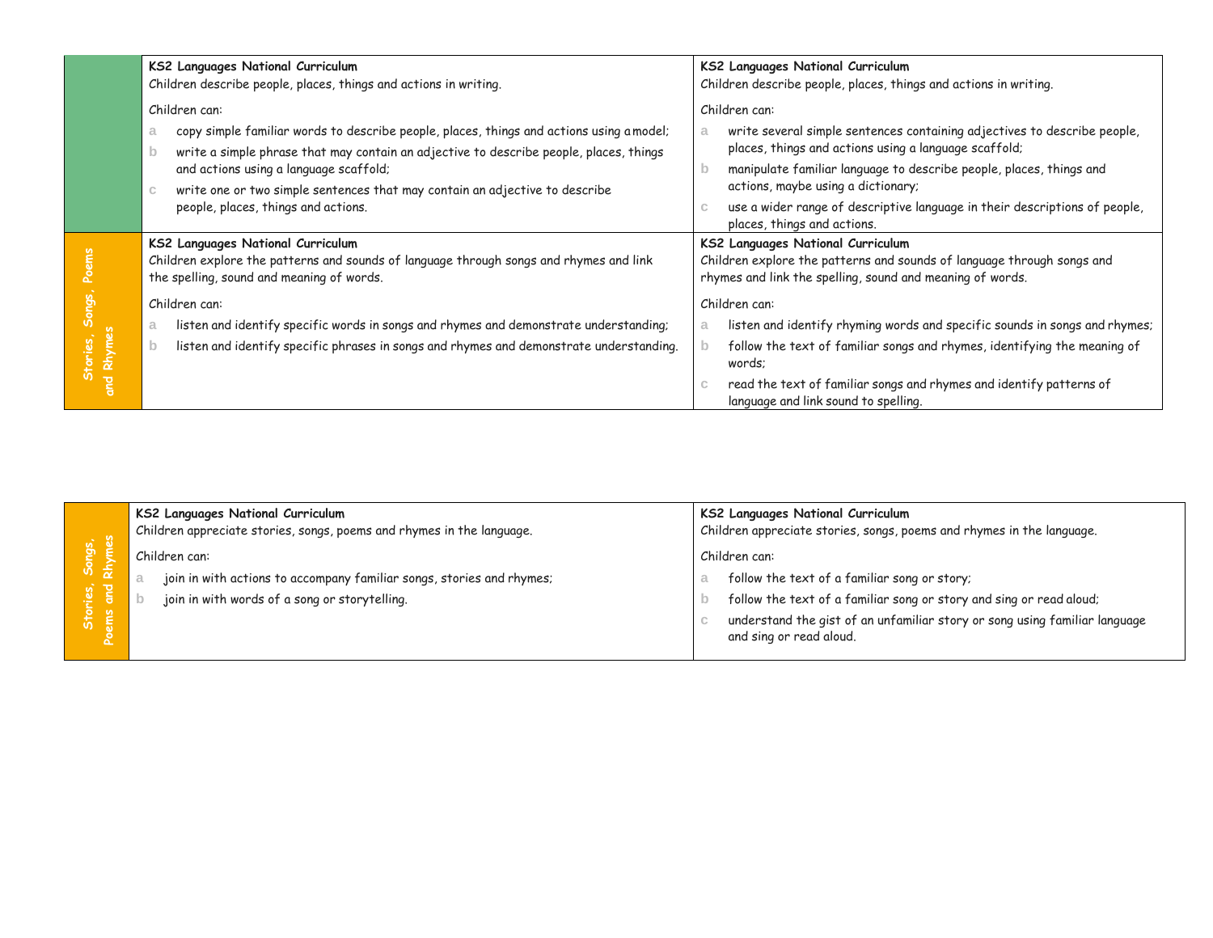| | | |
|---|---|---|
| | **KS2 Languages National Curriculum**<br>Children describe people, places, things and actions in writing.<br><br>Children can:<br>a copy simple familiar words to describe people, places, things and actions using a model;<br>b write a simple phrase that may contain an adjective to describe people, places, things and actions using a language scaffold;<br>c write one or two simple sentences that may contain an adjective to describe people, places, things and actions. | **KS2 Languages National Curriculum**<br>Children describe people, places, things and actions in writing.<br><br>Children can:<br>a write several simple sentences containing adjectives to describe people, places, things and actions using a language scaffold;<br>b manipulate familiar language to describe people, places, things and actions, maybe using a dictionary;<br>c use a wider range of descriptive language in their descriptions of people, places, things and actions. |
| Stories, Songs, Poems and Rhymes | **KS2 Languages National Curriculum**<br>Children explore the patterns and sounds of language through songs and rhymes and link the spelling, sound and meaning of words.<br><br>Children can:<br>a listen and identify specific words in songs and rhymes and demonstrate understanding;<br>b listen and identify specific phrases in songs and rhymes and demonstrate understanding. | **KS2 Languages National Curriculum**<br>Children explore the patterns and sounds of language through songs and rhymes and link the spelling, sound and meaning of words.<br><br>Children can:<br>a listen and identify rhyming words and specific sounds in songs and rhymes;<br>b follow the text of familiar songs and rhymes, identifying the meaning of words;<br>c read the text of familiar songs and rhymes and identify patterns of language and link sound to spelling. |

| | | |
|---|---|---|
| Stories, Songs, Poems and Rhymes | **KS2 Languages National Curriculum**<br>Children appreciate stories, songs, poems and rhymes in the language.<br><br>Children can:<br>a join in with actions to accompany familiar songs, stories and rhymes;<br>b join in with words of a song or storytelling. | **KS2 Languages National Curriculum**<br>Children appreciate stories, songs, poems and rhymes in the language.<br><br>Children can:<br>a follow the text of a familiar song or story;<br>b follow the text of a familiar song or story and sing or read aloud;<br>c understand the gist of an unfamiliar story or song using familiar language and sing or read aloud. |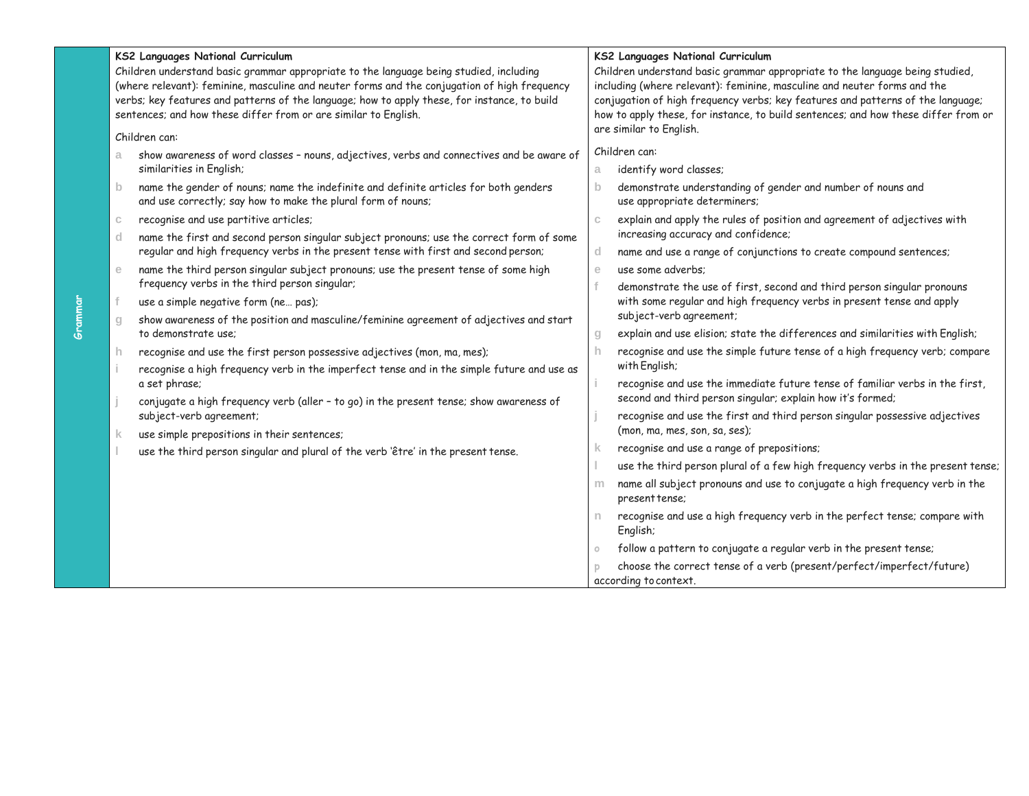| | | |
|---|---|---|
| *Grammar* | **KS2 Languages National Curriculum**<br>Children understand basic grammar appropriate to the language being studied, including (where relevant): feminine, masculine and neuter forms and the conjugation of high frequency verbs; key features and patterns of the language; how to apply these, for instance, to build sentences; and how these differ from or are similar to English.<br><br>Children can:<br>a show awareness of word classes – nouns, adjectives, verbs and connectives and be aware of similarities in English;<br>b name the gender of nouns; name the indefinite and definite articles for both genders and use correctly; say how to make the plural form of nouns;<br>c recognise and use partitive articles;<br>d name the first and second person singular subject pronouns; use the correct form of some regular and high frequency verbs in the present tense with first and second person;<br>e name the third person singular subject pronouns; use the present tense of some high frequency verbs in the third person singular;<br>f use a simple negative form (ne… pas);<br>g show awareness of the position and masculine/feminine agreement of adjectives and start to demonstrate use;<br>h recognise and use the first person possessive adjectives (mon, ma, mes);<br>i recognise a high frequency verb in the imperfect tense and in the simple future and use as a set phrase;<br>j conjugate a high frequency verb (aller – to go) in the present tense; show awareness of subject-verb agreement;<br>k use simple prepositions in their sentences;<br>l use the third person singular and plural of the verb 'être' in the present tense. | **KS2 Languages National Curriculum**<br>Children understand basic grammar appropriate to the language being studied, including (where relevant): feminine, masculine and neuter forms and the conjugation of high frequency verbs; key features and patterns of the language; how to apply these, for instance, to build sentences; and how these differ from or are similar to English.<br><br>Children can:<br>a identify word classes;<br>b demonstrate understanding of gender and number of nouns and use appropriate determiners;<br>c explain and apply the rules of position and agreement of adjectives with increasing accuracy and confidence;<br>d name and use a range of conjunctions to create compound sentences;<br>e use some adverbs;<br>f demonstrate the use of first, second and third person singular pronouns with some regular and high frequency verbs in present tense and apply subject-verb agreement;<br>g explain and use elision; state the differences and similarities with English;<br>h recognise and use the simple future tense of a high frequency verb; compare with English;<br>i recognise and use the immediate future tense of familiar verbs in the first, second and third person singular; explain how it's formed;<br>j recognise and use the first and third person singular possessive adjectives (mon, ma, mes, son, sa, ses);<br>k recognise and use a range of prepositions;<br>l use the third person plural of a few high frequency verbs in the present tense;<br>m name all subject pronouns and use to conjugate a high frequency verb in the present tense;<br>n recognise and use a high frequency verb in the perfect tense; compare with English;<br>o follow a pattern to conjugate a regular verb in the present tense;<br>p choose the correct tense of a verb (present/perfect/imperfect/future) according to context. |